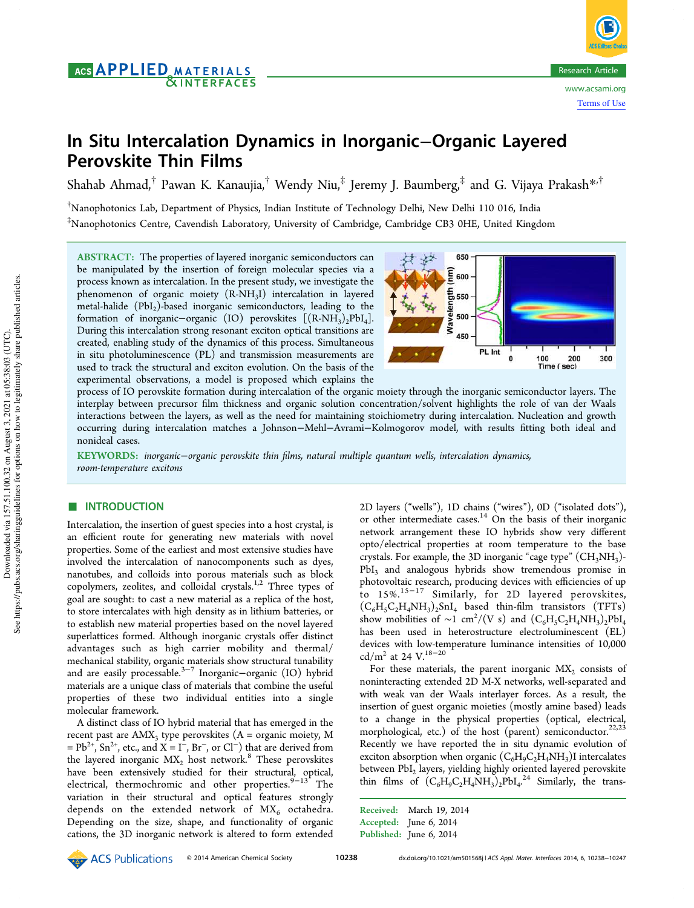# In Situ Intercalation Dynamics in Inorganic–Organic Layered Perovskite Thin Films

Shahab Ahmad,[†] Pawan K. Kanaujia,[†] Wendy Niu,[‡] Jeremy J. Baumberg,[‡] and G. Vijaya Prakash*,[†]

[†]Nanophotonics Lab, Department of Physics, Indian Institute of Technology Delhi, New Delhi 110 016, India

[‡]Nanophotonics Centre, Cavendish Laboratory, University of Cambridge, Cambridge CB3 0HE, United Kingdom

**ABSTRACT:** The properties of layered inorganic semiconductors can be manipulated by the insertion of foreign molecular species via a process known as intercalation. In the present study, we investigate the phenomenon of organic moiety ($R\text{-}NH_3I$) intercalation in layered metal-halide ($PbI_2$)-based inorganic semiconductors, leading to the formation of inorganic–organic (IO) perovskites [$(R\text{-}NH_3)_2PbI_4$]. During this intercalation strong resonant exciton optical transitions are created, enabling study of the dynamics of this process. Simultaneous in situ photoluminescence (PL) and transmission measurements are used to track the structural and exciton evolution. On the basis of the experimental observations, a model is proposed which explains the process of IO perovskite formation during intercalation of the organic moiety through the inorganic semiconductor layers. The interplay between precursor film thickness and organic solution concentration/solvent highlights the role of van der Waals interactions between the layers, as well as the need for maintaining stoichiometry during intercalation. Nucleation and growth occurring during intercalation matches a Johnson–Mehl–Avrami–Kolmogorov model, with results fitting both ideal and nonideal cases.

**KEYWORDS:** *inorganic–organic perovskite thin films, natural multiple quantum wells, intercalation dynamics, room-temperature excitons*

## INTRODUCTION

Intercalation, the insertion of guest species into a host crystal, is an efficient route for generating new materials with novel properties. Some of the earliest and most extensive studies have involved the intercalation of nanocomponents such as dyes, nanotubes, and colloids into porous materials such as block copolymers, zeolites, and colloidal crystals.[1,2] Three types of goal are sought: to cast a new material as a replica of the host, to store intercalates with high density as in lithium batteries, or to establish new material properties based on the novel layered superlattices formed. Although inorganic crystals offer distinct advantages such as high carrier mobility and thermal/mechanical stability, organic materials show structural tunability and are easily processable.[3−7] Inorganic–organic (IO) hybrid materials are a unique class of materials that combine the useful properties of these two individual entities into a single molecular framework.

A distinct class of IO hybrid material that has emerged in the recent past are $AMX_3$ type perovskites (A = organic moiety, M = $Pb^{2+}$, $Sn^{2+}$, etc., and X = $I^-$, $Br^-$, or $Cl^-$) that are derived from the layered inorganic $MX_2$ host network.[8] These perovskites have been extensively studied for their structural, optical, electrical, thermochromic and other properties.[9−13] The variation in their structural and optical features strongly depends on the extended network of $MX_6$ octahedra. Depending on the size, shape, and functionality of organic cations, the 3D inorganic network is altered to form extended 2D layers ("wells"), 1D chains ("wires"), 0D ("isolated dots"), or other intermediate cases.[14] On the basis of their inorganic network arrangement these IO hybrids show very different opto/electrical properties at room temperature to the base crystals. For example, the 3D inorganic "cage type" $(CH_3NH_3)PbI_3$ and analogous hybrids show tremendous promise in photovoltaic research, producing devices with efficiencies of up to 15%.[15−17] Similarly, for 2D layered perovskites, $(C_6H_5C_2H_4NH_3)_2SnI_4$ based thin-film transistors (TFTs) show mobilities of ~1 $cm^2/(V\ s)$ and $(C_6H_5C_2H_4NH_3)_2PbI_4$ has been used in heterostructure electroluminescent (EL) devices with low-temperature luminance intensities of 10,000 $cd/m^2$ at 24 V.[18−20]

For these materials, the parent inorganic $MX_2$ consists of noninteracting extended 2D M-X networks, well-separated and with weak van der Waals interlayer forces. As a result, the insertion of guest organic moieties (mostly amine based) leads to a change in the physical properties (optical, electrical, morphological, etc.) of the host (parent) semiconductor.[22,23] Recently we have reported the in situ dynamic evolution of exciton absorption when organic $(C_6H_9C_2H_4NH_3)I$ intercalates between $PbI_2$ layers, yielding highly oriented layered perovskite thin films of $(C_6H_9C_2H_4NH_3)_2PbI_4$.[24] Similarly, the trans-

Received: March 19, 2014
Accepted: June 6, 2014
Published: June 6, 2014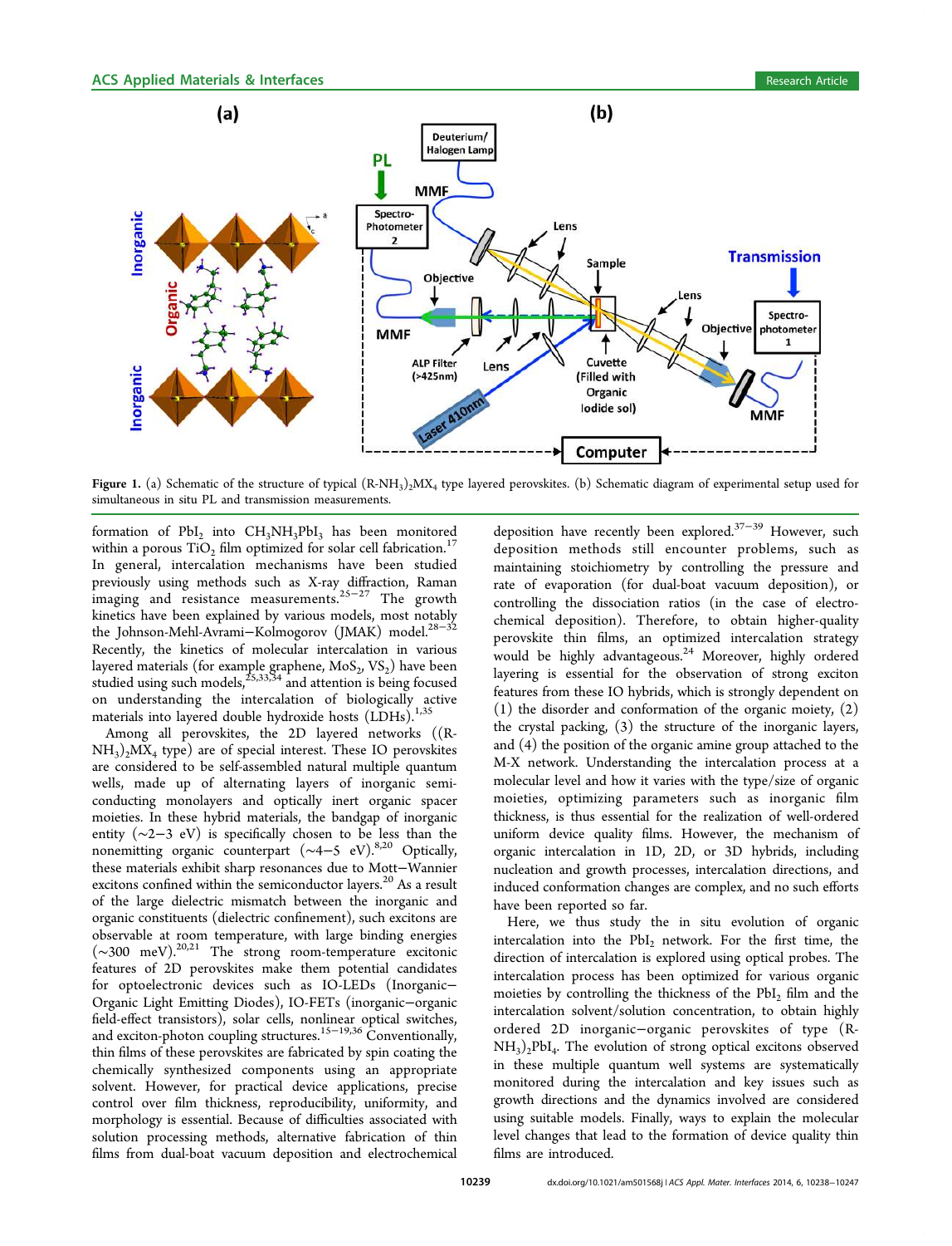Figure 1. (a) Schematic of the structure of typical $(R\text{-}NH_3)_2MX_4$ type layered perovskites. (b) Schematic diagram of experimental setup used for simultaneous in situ PL and transmission measurements.

formation of $PbI_2$ into $CH_3NH_3PbI_3$ has been monitored within a porous $TiO_2$ film optimized for solar cell fabrication.[17] In general, intercalation mechanisms have been studied previously using methods such as X-ray diffraction, Raman imaging and resistance measurements.[25−27] The growth kinetics have been explained by various models, most notably the Johnson-Mehl-Avrami−Kolmogorov (JMAK) model.[28−32] Recently, the kinetics of molecular intercalation in various layered materials (for example graphene, $MoS_2$, $VS_2$) have been studied using such models,[25,33,34] and attention is being focused on understanding the intercalation of biologically active materials into layered double hydroxide hosts (LDHs).[1,35]

Among all perovskites, the 2D layered networks ($(R\text{-}NH_3)_2MX_4$ type) are of special interest. These IO perovskites are considered to be self-assembled natural multiple quantum wells, made up of alternating layers of inorganic semiconducting monolayers and optically inert organic spacer moieties. In these hybrid materials, the bandgap of inorganic entity (~2−3 eV) is specifically chosen to be less than the nonemitting organic counterpart (~4−5 eV).[8,20] Optically, these materials exhibit sharp resonances due to Mott−Wannier excitons confined within the semiconductor layers.[20] As a result of the large dielectric mismatch between the inorganic and organic constituents (dielectric confinement), such excitons are observable at room temperature, with large binding energies (~300 meV).[20,21] The strong room-temperature excitonic features of 2D perovskites make them potential candidates for optoelectronic devices such as IO-LEDs (Inorganic−Organic Light Emitting Diodes), IO-FETs (inorganic−organic field-effect transistors), solar cells, nonlinear optical switches, and exciton-photon coupling structures.[15−19,36] Conventionally, thin films of these perovskites are fabricated by spin coating the chemically synthesized components using an appropriate solvent. However, for practical device applications, precise control over film thickness, reproducibility, uniformity, and morphology is essential. Because of difficulties associated with solution processing methods, alternative fabrication of thin films from dual-boat vacuum deposition and electrochemical deposition have recently been explored.[37−39] However, such deposition methods still encounter problems, such as maintaining stoichiometry by controlling the pressure and rate of evaporation (for dual-boat vacuum deposition), or controlling the dissociation ratios (in the case of electrochemical deposition). Therefore, to obtain higher-quality perovskite thin films, an optimized intercalation strategy would be highly advantageous.[24] Moreover, highly ordered layering is essential for the observation of strong exciton features from these IO hybrids, which is strongly dependent on (1) the disorder and conformation of the organic moiety, (2) the crystal packing, (3) the structure of the inorganic layers, and (4) the position of the organic amine group attached to the M-X network. Understanding the intercalation process at a molecular level and how it varies with the type/size of organic moieties, optimizing parameters such as inorganic film thickness, is thus essential for the realization of well-ordered uniform device quality films. However, the mechanism of organic intercalation in 1D, 2D, or 3D hybrids, including nucleation and growth processes, intercalation directions, and induced conformation changes are complex, and no such efforts have been reported so far.

Here, we thus study the in situ evolution of organic intercalation into the $PbI_2$ network. For the first time, the direction of intercalation is explored using optical probes. The intercalation process has been optimized for various organic moieties by controlling the thickness of the $PbI_2$ film and the intercalation solvent/solution concentration, to obtain highly ordered 2D inorganic−organic perovskites of type $(R\text{-}NH_3)_2PbI_4$. The evolution of strong optical excitons observed in these multiple quantum well systems are systematically monitored during the intercalation and key issues such as growth directions and the dynamics involved are considered using suitable models. Finally, ways to explain the molecular level changes that lead to the formation of device quality thin films are introduced.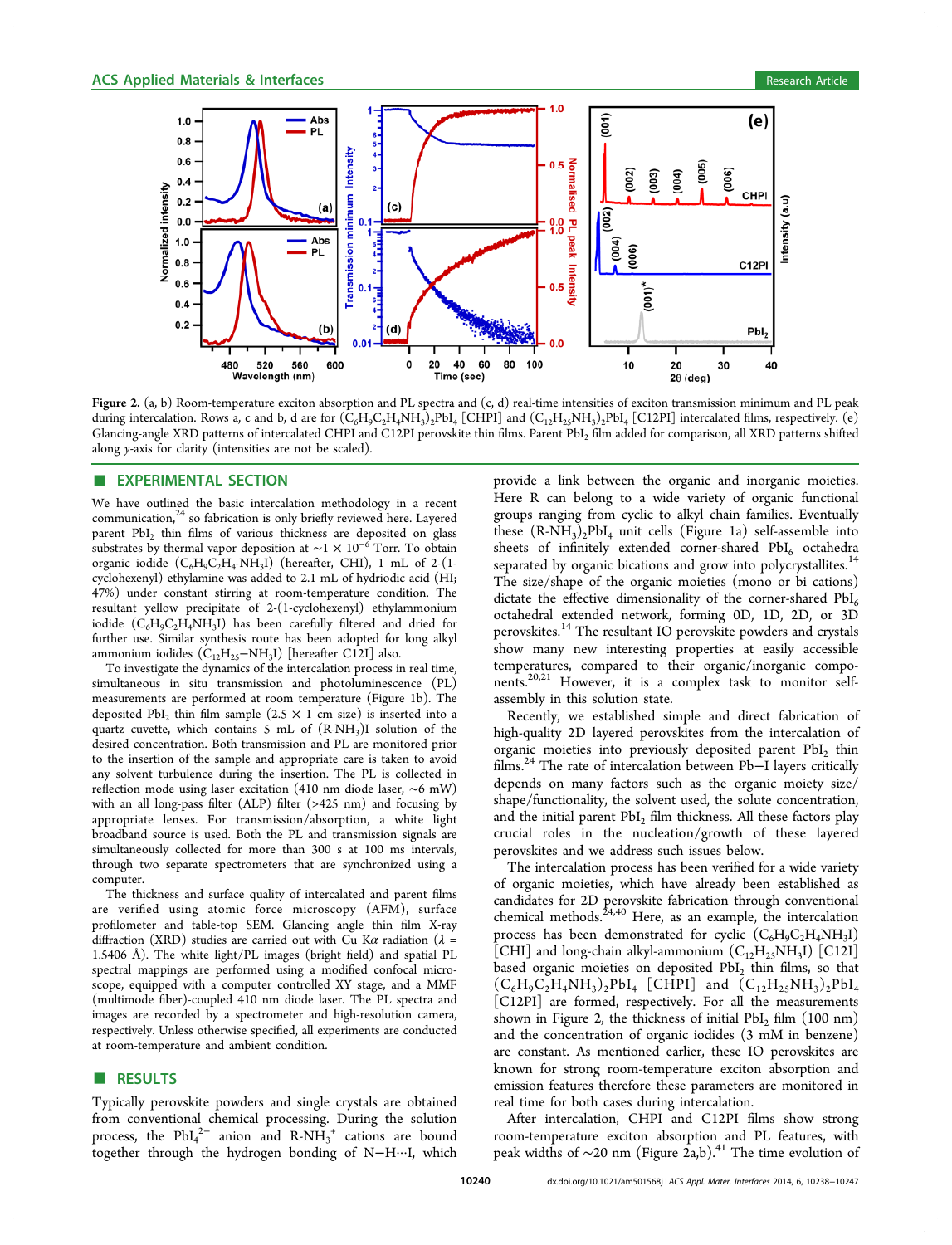Figure 2. (a, b) Room-temperature exciton absorption and PL spectra and (c, d) real-time intensities of exciton transmission minimum and PL peak during intercalation. Rows a, c and b, d are for $(C_6H_9C_2H_4NH_3)_2PbI_4$ [CHPI] and $(C_{12}H_{25}NH_3)_2PbI_4$ [C12PI] intercalated films, respectively. (e) Glancing-angle XRD patterns of intercalated CHPI and C12PI perovskite thin films. Parent $PbI_2$ film added for comparison, all XRD patterns shifted along y-axis for clarity (intensities are not be scaled).

## EXPERIMENTAL SECTION

We have outlined the basic intercalation methodology in a recent communication,[24] so fabrication is only briefly reviewed here. Layered parent $PbI_2$ thin films of various thickness are deposited on glass substrates by thermal vapor deposition at $\sim 1 \times 10^{-6}$ Torr. To obtain organic iodide ($C_6H_9C_2H_4$-$NH_3I$) (hereafter, CHI), 1 mL of 2-(1-cyclohexenyl) ethylamine was added to 2.1 mL of hydriodic acid (HI; 47%) under constant stirring at room-temperature condition. The resultant yellow precipitate of 2-(1-cyclohexenyl) ethylammonium iodide ($C_6H_9C_2H_4NH_3I$) has been carefully filtered and dried for further use. Similar synthesis route has been adopted for long alkyl ammonium iodides ($C_{12}H_{25}$–$NH_3I$) [hereafter C12I] also.

To investigate the dynamics of the intercalation process in real time, simultaneous in situ transmission and photoluminescence (PL) measurements are performed at room temperature (Figure 1b). The deposited $PbI_2$ thin film sample (2.5 × 1 cm size) is inserted into a quartz cuvette, which contains 5 mL of ($R$-$NH_3$)I solution of the desired concentration. Both transmission and PL are monitored prior to the insertion of the sample and appropriate care is taken to avoid any solvent turbulence during the insertion. The PL is collected in reflection mode using laser excitation (410 nm diode laser, ~6 mW) with an all long-pass filter (ALP) filter (>425 nm) and focusing by appropriate lenses. For transmission/absorption, a white light broadband source is used. Both the PL and transmission signals are simultaneously collected for more than 300 s at 100 ms intervals, through two separate spectrometers that are synchronized using a computer.

The thickness and surface quality of intercalated and parent films are verified using atomic force microscopy (AFM), surface profilometer and table-top SEM. Glancing angle thin film X-ray diffraction (XRD) studies are carried out with Cu Kα radiation (λ = 1.5406 Å). The white light/PL images (bright field) and spatial PL spectral mappings are performed using a modified confocal microscope, equipped with a computer controlled XY stage, and a MMF (multimode fiber)-coupled 410 nm diode laser. The PL spectra and images are recorded by a spectrometer and high-resolution camera, respectively. Unless otherwise specified, all experiments are conducted at room-temperature and ambient condition.

## RESULTS

Typically perovskite powders and single crystals are obtained from conventional chemical processing. During the solution process, the $PbI_4^{2-}$ anion and $R$-$NH_3^+$ cations are bound together through the hydrogen bonding of N–H···I, which provide a link between the organic and inorganic moieties. Here R can belong to a wide variety of organic functional groups ranging from cyclic to alkyl chain families. Eventually these ($R$-$NH_3$)$_2PbI_4$ unit cells (Figure 1a) self-assemble into sheets of infinitely extended corner-shared $PbI_6$ octahedra separated by organic bications and grow into polycrystallites.[14] The size/shape of the organic moieties (mono or bi cations) dictate the effective dimensionality of the corner-shared $PbI_6$ octahedral extended network, forming 0D, 1D, 2D, or 3D perovskites.[14] The resultant IO perovskite powders and crystals show many new interesting properties at easily accessible temperatures, compared to their organic/inorganic components.[20,21] However, it is a complex task to monitor self-assembly in this solution state.

Recently, we established simple and direct fabrication of high-quality 2D layered perovskites from the intercalation of organic moieties into previously deposited parent $PbI_2$ thin films.[24] The rate of intercalation between Pb–I layers critically depends on many factors such as the organic moiety size/shape/functionality, the solvent used, the solute concentration, and the initial parent $PbI_2$ film thickness. All these factors play crucial roles in the nucleation/growth of these layered perovskites and we address such issues below.

The intercalation process has been verified for a wide variety of organic moieties, which have already been established as candidates for 2D perovskite fabrication through conventional chemical methods.[24,40] Here, as an example, the intercalation process has been demonstrated for cyclic ($C_6H_9C_2H_4NH_3I$) [CHI] and long-chain alkyl-ammonium ($C_{12}H_{25}NH_3I$) [C12I] based organic moieties on deposited $PbI_2$ thin films, so that $(C_6H_9C_2H_4NH_3)_2PbI_4$ [CHPI] and $(C_{12}H_{25}NH_3)_2PbI_4$ [C12PI] are formed, respectively. For all the measurements shown in Figure 2, the thickness of initial $PbI_2$ film (100 nm) and the concentration of organic iodides (3 mM in benzene) are constant. As mentioned earlier, these IO perovskites are known for strong room-temperature exciton absorption and emission features therefore these parameters are monitored in real time for both cases during intercalation.

After intercalation, CHPI and C12PI films show strong room-temperature exciton absorption and PL features, with peak widths of ~20 nm (Figure 2a,b).[41] The time evolution of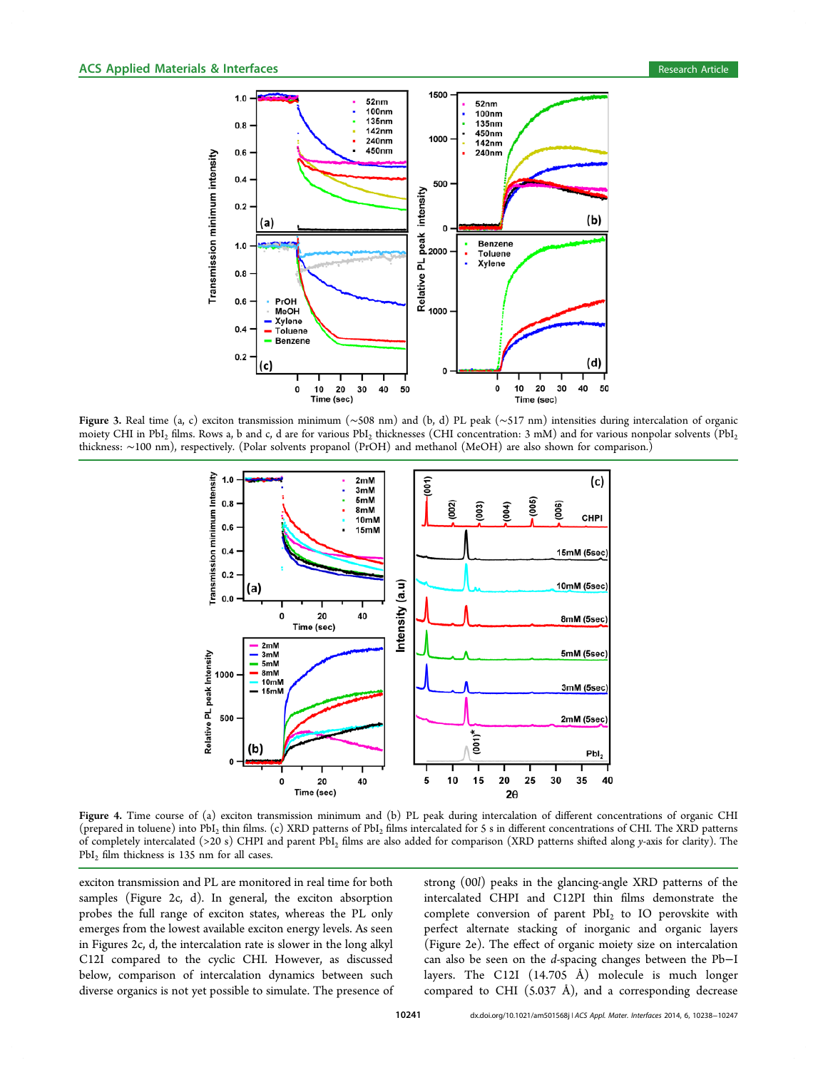Figure 3. Real time (a, c) exciton transmission minimum (∼508 nm) and (b, d) PL peak (∼517 nm) intensities during intercalation of organic moiety CHI in $PbI_2$ films. Rows a, b and c, d are for various $PbI_2$ thicknesses (CHI concentration: 3 mM) and for various nonpolar solvents ($PbI_2$ thickness: ∼100 nm), respectively. (Polar solvents propanol (PrOH) and methanol (MeOH) are also shown for comparison.)

Figure 4. Time course of (a) exciton transmission minimum and (b) PL peak during intercalation of different concentrations of organic CHI (prepared in toluene) into $PbI_2$ thin films. (c) XRD patterns of $PbI_2$ films intercalated for 5 s in different concentrations of CHI. The XRD patterns of completely intercalated (>20 s) CHPI and parent $PbI_2$ films are also added for comparison (XRD patterns shifted along y-axis for clarity). The $PbI_2$ film thickness is 135 nm for all cases.

exciton transmission and PL are monitored in real time for both samples (Figure 2c, d). In general, the exciton absorption probes the full range of exciton states, whereas the PL only emerges from the lowest available exciton energy levels. As seen in Figures 2c, d, the intercalation rate is slower in the long alkyl C12I compared to the cyclic CHI. However, as discussed below, comparison of intercalation dynamics between such diverse organics is not yet possible to simulate. The presence of strong (00*l*) peaks in the glancing-angle XRD patterns of the intercalated CHPI and C12PI thin films demonstrate the complete conversion of parent $PbI_2$ to IO perovskite with perfect alternate stacking of inorganic and organic layers (Figure 2e). The effect of organic moiety size on intercalation can also be seen on the *d*-spacing changes between the Pb−I layers. The C12I (14.705 Å) molecule is much longer compared to CHI (5.037 Å), and a corresponding decrease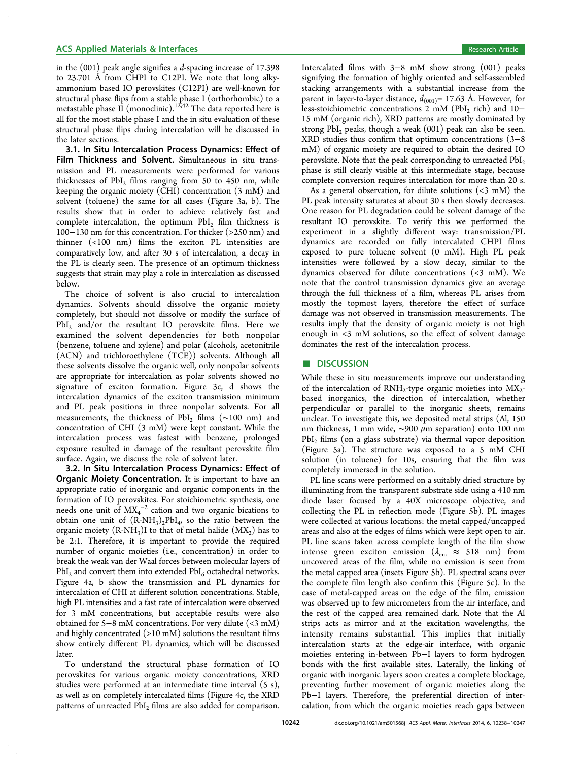in the (001) peak angle signifies a *d*-spacing increase of 17.398 to 23.701 Å from CHPI to C12PI. We note that long alkyammonium based IO perovskites (C12PI) are well-known for structural phase flips from a stable phase I (orthorhombic) to a metastable phase II (monoclinic).[12,42] The data reported here is all for the most stable phase I and the in situ evaluation of these structural phase flips during intercalation will be discussed in the later sections.

**3.1. In Situ Intercalation Process Dynamics: Effect of Film Thickness and Solvent.** Simultaneous in situ transmission and PL measurements were performed for various thicknesses of $PbI_2$ films ranging from 50 to 450 nm, while keeping the organic moiety (CHI) concentration (3 mM) and solvent (toluene) the same for all cases (Figure 3a, b). The results show that in order to achieve relatively fast and complete intercalation, the optimum $PbI_2$ film thickness is 100−130 nm for this concentration. For thicker (>250 nm) and thinner (<100 nm) films the exciton PL intensities are comparatively low, and after 30 s of intercalation, a decay in the PL is clearly seen. The presence of an optimum thickness suggests that strain may play a role in intercalation as discussed below.

The choice of solvent is also crucial to intercalation dynamics. Solvents should dissolve the organic moiety completely, but should not dissolve or modify the surface of $PbI_2$ and/or the resultant IO perovskite films. Here we examined the solvent dependencies for both nonpolar (benzene, toluene and xylene) and polar (alcohols, acetonitrile (ACN) and trichloroethylene (TCE)) solvents. Although all these solvents dissolve the organic well, only nonpolar solvents are appropriate for intercalation as polar solvents showed no signature of exciton formation. Figure 3c, d shows the intercalation dynamics of the exciton transmission minimum and PL peak positions in three nonpolar solvents. For all measurements, the thickness of $PbI_2$ films (∼100 nm) and concentration of CHI (3 mM) were kept constant. While the intercalation process was fastest with benzene, prolonged exposure resulted in damage of the resultant perovskite film surface. Again, we discuss the role of solvent later.

**3.2. In Situ Intercalation Process Dynamics: Effect of Organic Moiety Concentration.** It is important to have an appropriate ratio of inorganic and organic components in the formation of IO perovskites. For stoichiometric synthesis, one needs one unit of $MX_4^{-2}$ cation and two organic bications to obtain one unit of $(R\text{-}NH_3)_2PbI_4$, so the ratio between the organic moiety $(R\text{-}NH_3)I$ to that of metal halide $(MX_2)$ has to be 2:1. Therefore, it is important to provide the required number of organic moieties (i.e., concentration) in order to break the weak van der Waal forces between molecular layers of $PbI_2$ and convert them into extended $PbI_6$ octahedral networks. Figure 4a, b show the transmission and PL dynamics for intercalation of CHI at different solution concentrations. Stable, high PL intensities and a fast rate of intercalation were observed for 3 mM concentrations, but acceptable results were also obtained for 5−8 mM concentrations. For very dilute (<3 mM) and highly concentrated (>10 mM) solutions the resultant films show entirely different PL dynamics, which will be discussed later.

To understand the structural phase formation of IO perovskites for various organic moiety concentrations, XRD studies were performed at an intermediate time interval (5 s), as well as on completely intercalated films (Figure 4c, the XRD patterns of unreacted $PbI_2$ films are also added for comparison. Intercalated films with 3−8 mM show strong (001) peaks signifying the formation of highly oriented and self-assembled stacking arrangements with a substantial increase from the parent in layer-to-layer distance, $d_{(001)}$= 17.63 Å. However, for less-stoichiometric concentrations 2 mM ($PbI_2$ rich) and 10−15 mM (organic rich), XRD patterns are mostly dominated by strong $PbI_2$ peaks, though a weak (001) peak can also be seen. XRD studies thus confirm that optimum concentrations (3−8 mM) of organic moiety are required to obtain the desired IO perovskite. Note that the peak corresponding to unreacted $PbI_2$ phase is still clearly visible at this intermediate stage, because complete conversion requires intercalation for more than 20 s.

As a general observation, for dilute solutions (<3 mM) the PL peak intensity saturates at about 30 s then slowly decreases. One reason for PL degradation could be solvent damage of the resultant IO perovskite. To verify this we performed the experiment in a slightly different way: transmission/PL dynamics are recorded on fully intercalated CHPI films exposed to pure toluene solvent (0 mM). High PL peak intensities were followed by a slow decay, similar to the dynamics observed for dilute concentrations (<3 mM). We note that the control transmission dynamics give an average through the full thickness of a film, whereas PL arises from mostly the topmost layers, therefore the effect of surface damage was not observed in transmission measurements. The results imply that the density of organic moiety is not high enough in <3 mM solutions, so the effect of solvent damage dominates the rest of the intercalation process.

## DISCUSSION

While these in situ measurements improve our understanding of the intercalation of $RNH_2$-type organic moieties into $MX_2$-based inorganics, the direction of intercalation, whether perpendicular or parallel to the inorganic sheets, remains unclear. To investigate this, we deposited metal strips (Al, 150 nm thickness, 1 mm wide, ∼900 μm separation) onto 100 nm $PbI_2$ films (on a glass substrate) via thermal vapor deposition (Figure 5a). The structure was exposed to a 5 mM CHI solution (in toluene) for 10s, ensuring that the film was completely immersed in the solution.

PL line scans were performed on a suitably dried structure by illuminating from the transparent substrate side using a 410 nm diode laser focused by a 40X microscope objective, and collecting the PL in reflection mode (Figure 5b). PL images were collected at various locations: the metal capped/uncapped areas and also at the edges of films which were kept open to air. PL line scans taken across complete length of the film show intense green exciton emission ($\lambda_{em}$ ≈ 518 nm) from uncovered areas of the film, while no emission is seen from the metal capped area (insets Figure 5b). PL spectral scans over the complete film length also confirm this (Figure 5c). In the case of metal-capped areas on the edge of the film, emission was observed up to few micrometers from the air interface, and the rest of the capped area remained dark. Note that the Al strips acts as mirror and at the excitation wavelengths, the intensity remains substantial. This implies that initially intercalation starts at the edge-air interface, with organic moieties entering in-between Pb−I layers to form hydrogen bonds with the first available sites. Laterally, the linking of organic with inorganic layers soon creates a complete blockage, preventing further movement of organic moieties along the Pb−I layers. Therefore, the preferential direction of intercalation, from which the organic moieties reach gaps between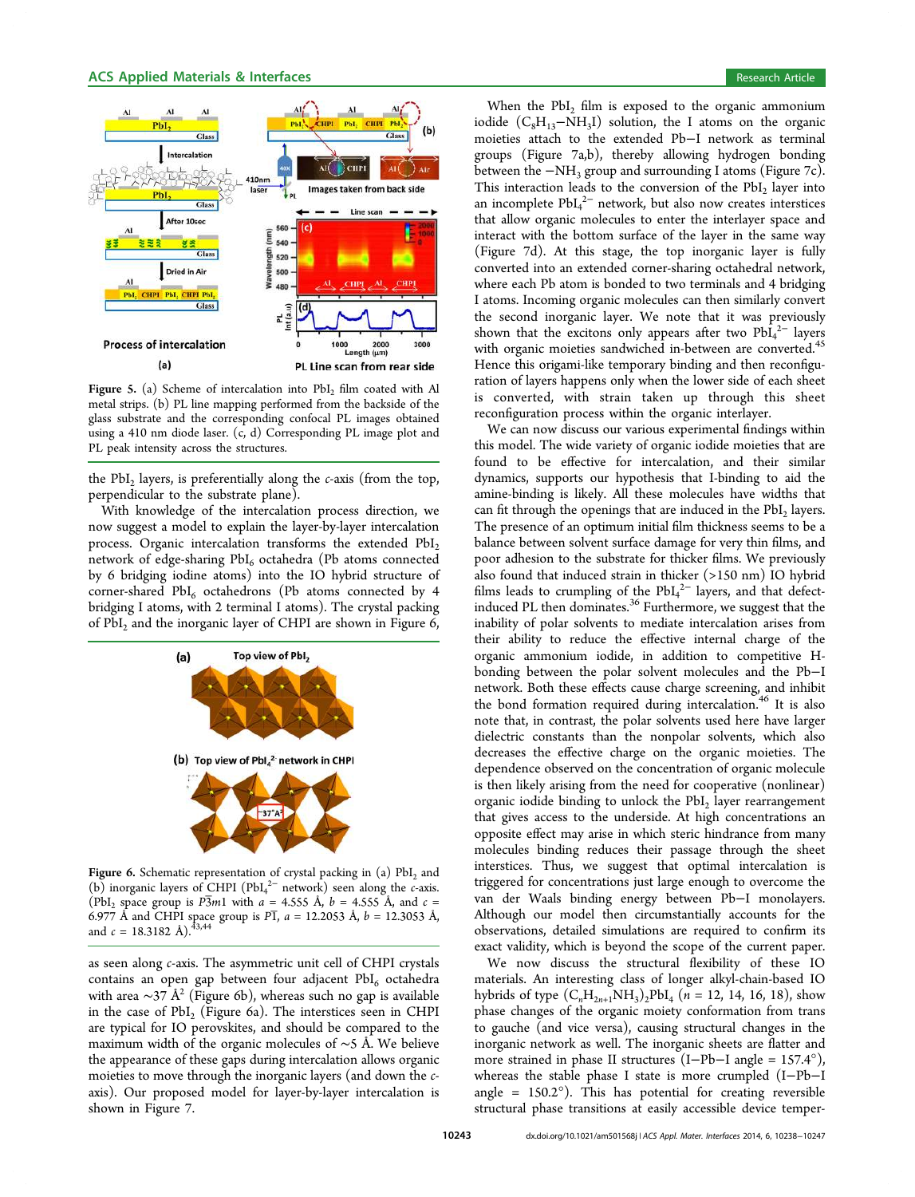Figure 5. (a) Scheme of intercalation into $PbI_2$ film coated with Al metal strips. (b) PL line mapping performed from the backside of the glass substrate and the corresponding confocal PL images obtained using a 410 nm diode laser. (c, d) Corresponding PL image plot and PL peak intensity across the structures.

the $PbI_2$ layers, is preferentially along the *c*-axis (from the top, perpendicular to the substrate plane).

With knowledge of the intercalation process direction, we now suggest a model to explain the layer-by-layer intercalation process. Organic intercalation transforms the extended $PbI_2$ network of edge-sharing $PbI_6$ octahedra (Pb atoms connected by 6 bridging iodine atoms) into the IO hybrid structure of corner-shared $PbI_6$ octahedrons (Pb atoms connected by 4 bridging I atoms, with 2 terminal I atoms). The crystal packing of $PbI_2$ and the inorganic layer of CHPI are shown in Figure 6, as seen along *c*-axis. The asymmetric unit cell of CHPI crystals contains an open gap between four adjacent $PbI_6$ octahedra with area ~37 Å$^2$ (Figure 6b), whereas such no gap is available in the case of $PbI_2$ (Figure 6a). The interstices seen in CHPI are typical for IO perovskites, and should be compared to the maximum width of the organic molecules of ~5 Å. We believe the appearance of these gaps during intercalation allows organic moieties to move through the inorganic layers (and down the *c*-axis). Our proposed model for layer-by-layer intercalation is shown in Figure 7.

Figure 6. Schematic representation of crystal packing in (a) $PbI_2$ and (b) inorganic layers of CHPI ($PbI_4^{2-}$ network) seen along the *c*-axis. ($PbI_2$ space group is $P\bar{3}m1$ with $a$ = 4.555 Å, $b$ = 4.555 Å, and $c$ = 6.977 Å and CHPI space group is $P\bar{1}$, $a$ = 12.2053 Å, $b$ = 12.3053 Å, and $c$ = 18.3182 Å).[43,44]

When the $PbI_2$ film is exposed to the organic ammonium iodide ($C_8H_{13}-NH_3I$) solution, the I atoms on the organic moieties attach to the extended Pb−I network as terminal groups (Figure 7a,b), thereby allowing hydrogen bonding between the $-NH_3$ group and surrounding I atoms (Figure 7c). This interaction leads to the conversion of the $PbI_2$ layer into an incomplete $PbI_4^{2-}$ network, but also now creates interstices that allow organic molecules to enter the interlayer space and interact with the bottom surface of the layer in the same way (Figure 7d). At this stage, the top inorganic layer is fully converted into an extended corner-sharing octahedral network, where each Pb atom is bonded to two terminals and 4 bridging I atoms. Incoming organic molecules can then similarly convert the second inorganic layer. We note that it was previously shown that the excitons only appears after two $PbI_4^{2-}$ layers with organic moieties sandwiched in-between are converted.[45] Hence this origami-like temporary binding and then reconfiguration of layers happens only when the lower side of each sheet is converted, with strain taken up through this sheet reconfiguration process within the organic interlayer.

We can now discuss our various experimental findings within this model. The wide variety of organic iodide moieties that are found to be effective for intercalation, and their similar dynamics, supports our hypothesis that I-binding to aid the amine-binding is likely. All these molecules have widths that can fit through the openings that are induced in the $PbI_2$ layers. The presence of an optimum initial film thickness seems to be a balance between solvent surface damage for very thin films, and poor adhesion to the substrate for thicker films. We previously also found that induced strain in thicker (>150 nm) IO hybrid films leads to crumpling of the $PbI_4^{2-}$ layers, and that defect-induced PL then dominates.[36] Furthermore, we suggest that the inability of polar solvents to mediate intercalation arises from their ability to reduce the effective internal charge of the organic ammonium iodide, in addition to competitive H-bonding between the polar solvent molecules and the Pb−I network. Both these effects cause charge screening, and inhibit the bond formation required during intercalation.[46] It is also note that, in contrast, the polar solvents used here have larger dielectric constants than the nonpolar solvents, which also decreases the effective charge on the organic moieties. The dependence observed on the concentration of organic molecule is then likely arising from the need for cooperative (nonlinear) organic iodide binding to unlock the $PbI_2$ layer rearrangement that gives access to the underside. At high concentrations an opposite effect may arise in which steric hindrance from many molecules binding reduces their passage through the sheet interstices. Thus, we suggest that optimal intercalation is triggered for concentrations just large enough to overcome the van der Waals binding energy between Pb−I monolayers. Although our model then circumstantially accounts for the observations, detailed simulations are required to confirm its exact validity, which is beyond the scope of the current paper.

We now discuss the structural flexibility of these IO materials. An interesting class of longer alkyl-chain-based IO hybrids of type $(C_nH_{2n+1}NH_3)_2PbI_4$ ($n$ = 12, 14, 16, 18), show phase changes of the organic moiety conformation from trans to gauche (and vice versa), causing structural changes in the inorganic network as well. The inorganic sheets are flatter and more strained in phase II structures (I−Pb−I angle = 157.4°), whereas the stable phase I state is more crumpled (I−Pb−I angle = 150.2°). This has potential for creating reversible structural phase transitions at easily accessible device temper-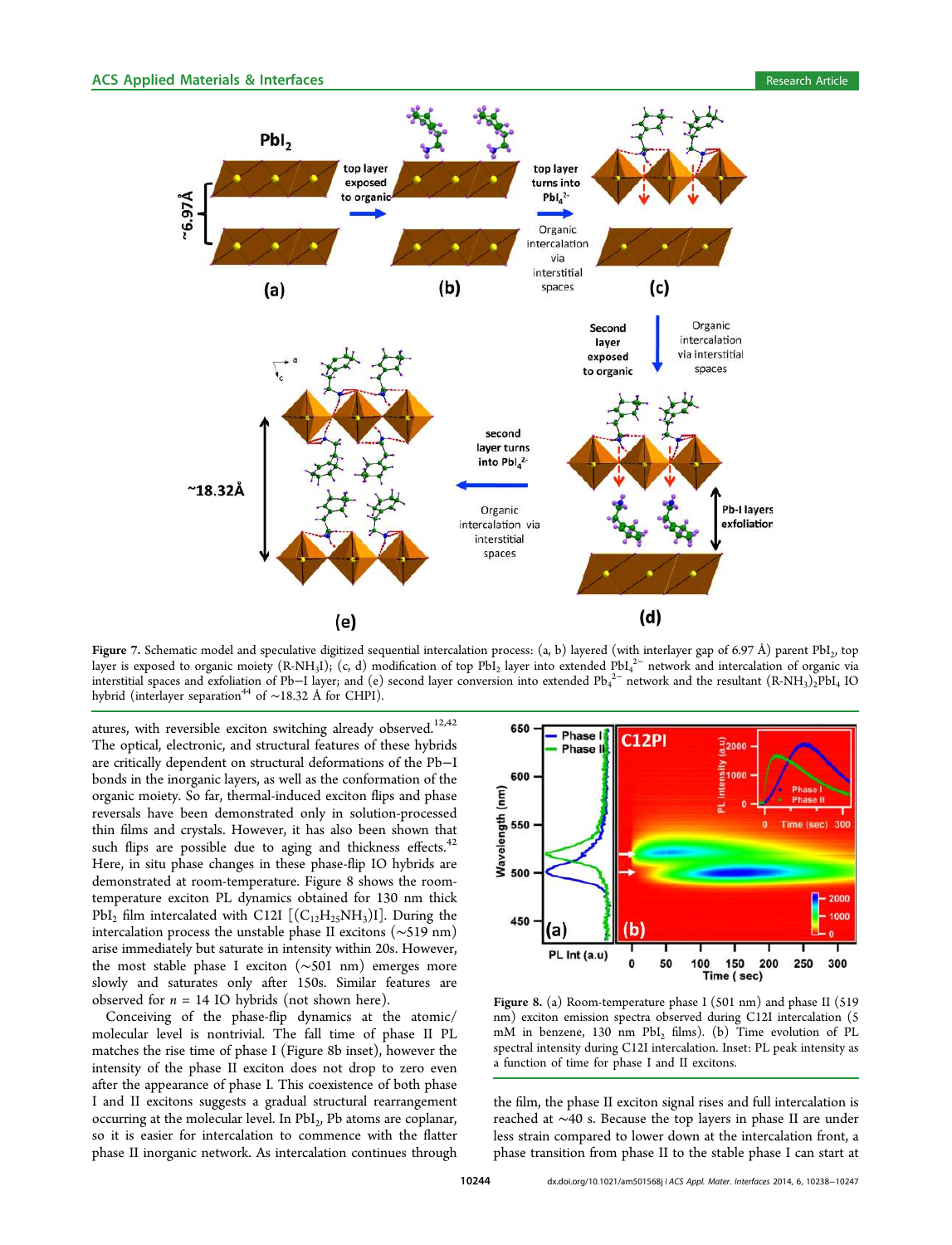Figure 7. Schematic model and speculative digitized sequential intercalation process: (a, b) layered (with interlayer gap of 6.97 Å) parent $PbI_2$, top layer is exposed to organic moiety ($R\text{-}NH_3I$); (c, d) modification of top $PbI_2$ layer into extended $PbI_4^{2-}$ network and intercalation of organic via interstitial spaces and exfoliation of Pb–I layer; and (e) second layer conversion into extended $Pb_4^{2-}$ network and the resultant $(R\text{-}NH_3)_2PbI_4$ IO hybrid (interlayer separation[44] of ~18.32 Å for CHPI).

atures, with reversible exciton switching already observed.[12,42] The optical, electronic, and structural features of these hybrids are critically dependent on structural deformations of the Pb–I bonds in the inorganic layers, as well as the conformation of the organic moiety. So far, thermal-induced exciton flips and phase reversals have been demonstrated only in solution-processed thin films and crystals. However, it has also been shown that such flips are possible due to aging and thickness effects.[42] Here, in situ phase changes in these phase-flip IO hybrids are demonstrated at room-temperature. Figure 8 shows the room-temperature exciton PL dynamics obtained for 130 nm thick $PbI_2$ film intercalated with C12I [$(C_{12}H_{25}NH_3)I$]. During the intercalation process the unstable phase II excitons (~519 nm) arise immediately but saturate in intensity within 20s. However, the most stable phase I exciton (~501 nm) emerges more slowly and saturates only after 150s. Similar features are observed for $n = 14$ IO hybrids (not shown here).

Conceiving of the phase-flip dynamics at the atomic/molecular level is nontrivial. The fall time of phase II PL matches the rise time of phase I (Figure 8b inset), however the intensity of the phase II exciton does not drop to zero even after the appearance of phase I. This coexistence of both phase I and II excitons suggests a gradual structural rearrangement occurring at the molecular level. In $PbI_2$, Pb atoms are coplanar, so it is easier for intercalation to commence with the flatter phase II inorganic network. As intercalation continues through

Figure 8. (a) Room-temperature phase I (501 nm) and phase II (519 nm) exciton emission spectra observed during C12I intercalation (5 mM in benzene, 130 nm $PbI_2$ films). (b) Time evolution of PL spectral intensity during C12I intercalation. Inset: PL peak intensity as a function of time for phase I and II excitons.

the film, the phase II exciton signal rises and full intercalation is reached at ~40 s. Because the top layers in phase II are under less strain compared to lower down at the intercalation front, a phase transition from phase II to the stable phase I can start at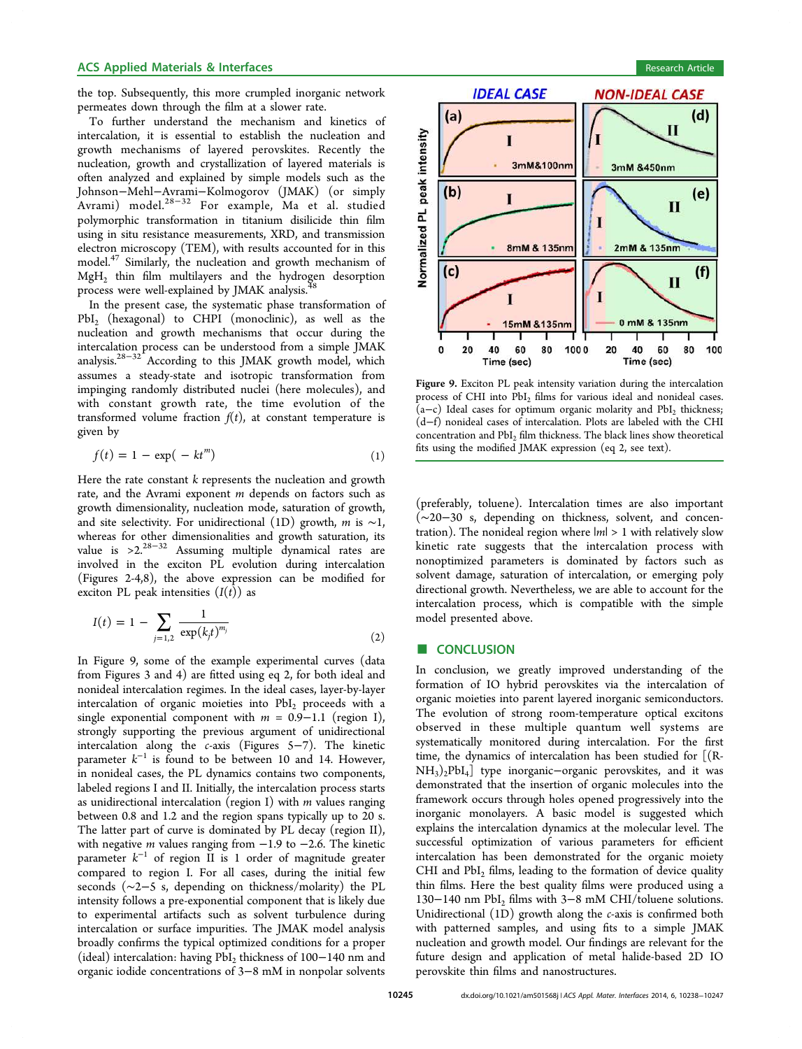the top. Subsequently, this more crumpled inorganic network permeates down through the film at a slower rate.

To further understand the mechanism and kinetics of intercalation, it is essential to establish the nucleation and growth mechanisms of layered perovskites. Recently the nucleation, growth and crystallization of layered materials is often analyzed and explained by simple models such as the Johnson–Mehl–Avrami–Kolmogorov (JMAK) (or simply Avrami) model.[28−32] For example, Ma et al. studied polymorphic transformation in titanium disilicide thin film using in situ resistance measurements, XRD, and transmission electron microscopy (TEM), with results accounted for in this model.[47] Similarly, the nucleation and growth mechanism of $MgH_2$ thin film multilayers and the hydrogen desorption process were well-explained by JMAK analysis.[48]

In the present case, the systematic phase transformation of $PbI_2$ (hexagonal) to CHPI (monoclinic), as well as the nucleation and growth mechanisms that occur during the intercalation process can be understood from a simple JMAK analysis.[28−32] According to this JMAK growth model, which assumes a steady-state and isotropic transformation from impinging randomly distributed nuclei (here molecules), and with constant growth rate, the time evolution of the transformed volume fraction $f(t)$, at constant temperature is given by

$$f(t) = 1 - \exp(-kt^m) \tag{1}$$

Here the rate constant $k$ represents the nucleation and growth rate, and the Avrami exponent $m$ depends on factors such as growth dimensionality, nucleation mode, saturation of growth, and site selectivity. For unidirectional (1D) growth, $m$ is ~1, whereas for other dimensionalities and growth saturation, its value is >2.[28−32] Assuming multiple dynamical rates are involved in the exciton PL evolution during intercalation (Figures 2-4,8), the above expression can be modified for exciton PL peak intensities ($I(t)$) as

$$I(t) = 1 - \sum_{j=1,2} \frac{1}{\exp(k_j t)^{m_j}} \tag{2}$$

In Figure 9, some of the example experimental curves (data from Figures 3 and 4) are fitted using eq 2, for both ideal and nonideal intercalation regimes. In the ideal cases, layer-by-layer intercalation of organic moieties into $PbI_2$ proceeds with a single exponential component with $m$ = 0.9–1.1 (region I), strongly supporting the previous argument of unidirectional intercalation along the $c$-axis (Figures 5–7). The kinetic parameter $k^{-1}$ is found to be between 10 and 14. However, in nonideal cases, the PL dynamics contains two components, labeled regions I and II. Initially, the intercalation process starts as unidirectional intercalation (region I) with $m$ values ranging between 0.8 and 1.2 and the region spans typically up to 20 s. The latter part of curve is dominated by PL decay (region II), with negative $m$ values ranging from −1.9 to −2.6. The kinetic parameter $k^{-1}$ of region II is 1 order of magnitude greater compared to region I. For all cases, during the initial few seconds (~2–5 s, depending on thickness/molarity) the PL intensity follows a pre-exponential component that is likely due to experimental artifacts such as solvent turbulence during intercalation or surface impurities. The JMAK model analysis broadly confirms the typical optimized conditions for a proper (ideal) intercalation: having $PbI_2$ thickness of 100–140 nm and organic iodide concentrations of 3–8 mM in nonpolar solvents

Figure 9. Exciton PL peak intensity variation during the intercalation process of CHI into $PbI_2$ films for various ideal and nonideal cases. (a−c) Ideal cases for optimum organic molarity and $PbI_2$ thickness; (d−f) nonideal cases of intercalation. Plots are labeled with the CHI concentration and $PbI_2$ film thickness. The black lines show theoretical fits using the modified JMAK expression (eq 2, see text).

(preferably, toluene). Intercalation times are also important (~20–30 s, depending on thickness, solvent, and concentration). The nonideal region where $|m| > 1$ with relatively slow kinetic rate suggests that the intercalation process with nonoptimized parameters is dominated by factors such as solvent damage, saturation of intercalation, or emerging poly directional growth. Nevertheless, we are able to account for the intercalation process, which is compatible with the simple model presented above.

## CONCLUSION

In conclusion, we greatly improved understanding of the formation of IO hybrid perovskites via the intercalation of organic moieties into parent layered inorganic semiconductors. The evolution of strong room-temperature optical excitons observed in these multiple quantum well systems are systematically monitored during intercalation. For the first time, the dynamics of intercalation has been studied for $[(R\text{-}NH_3)_2PbI_4]$ type inorganic–organic perovskites, and it was demonstrated that the insertion of organic molecules into the framework occurs through holes opened progressively into the inorganic monolayers. A basic model is suggested which explains the intercalation dynamics at the molecular level. The successful optimization of various parameters for efficient intercalation has been demonstrated for the organic moiety CHI and $PbI_2$ films, leading to the formation of device quality thin films. Here the best quality films were produced using a 130–140 nm $PbI_2$ films with 3–8 mM CHI/toluene solutions. Unidirectional (1D) growth along the $c$-axis is confirmed both with patterned samples, and using fits to a simple JMAK nucleation and growth model. Our findings are relevant for the future design and application of metal halide-based 2D IO perovskite thin films and nanostructures.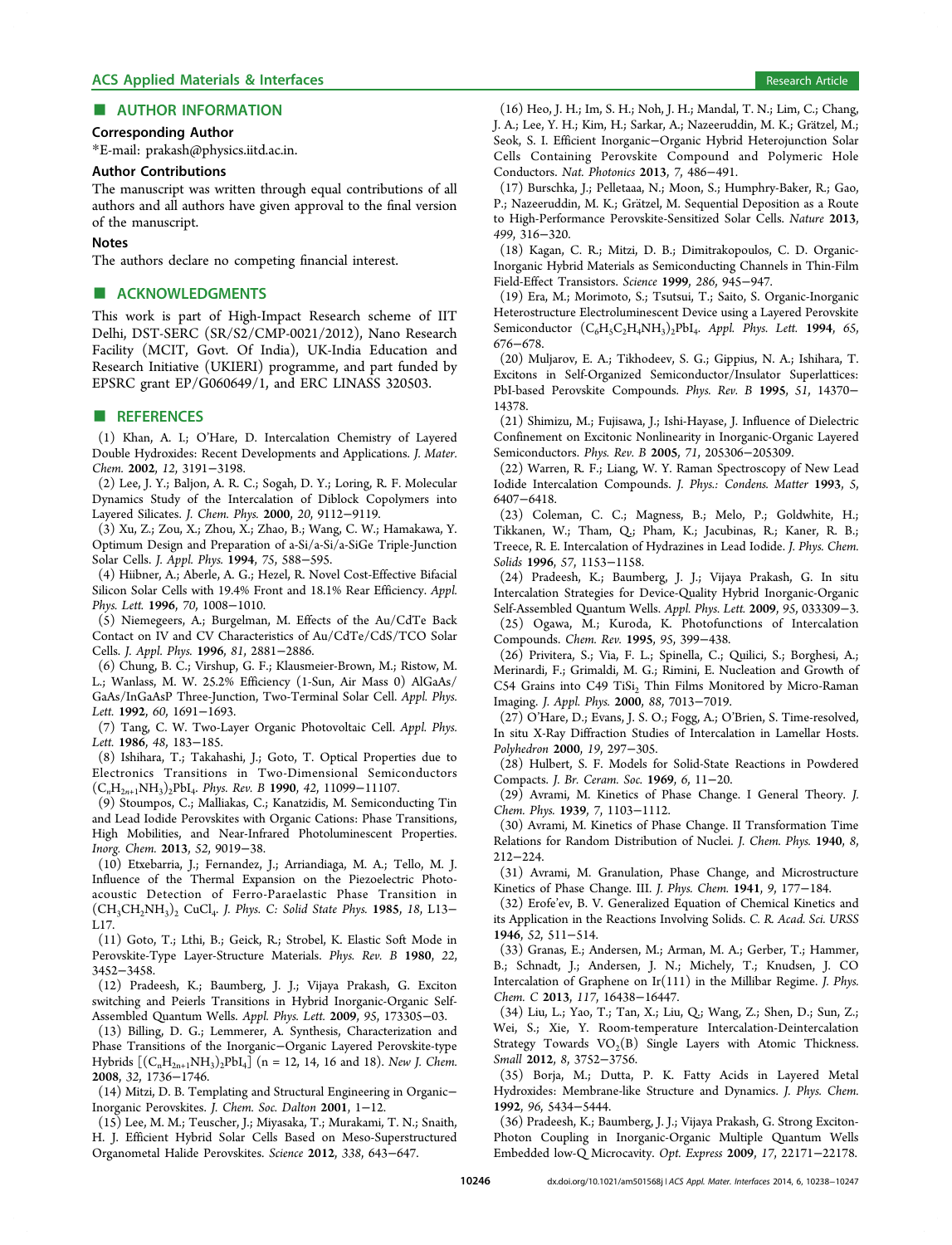## AUTHOR INFORMATION

### Corresponding Author

*E-mail: prakash@physics.iitd.ac.in.

### Author Contributions

The manuscript was written through equal contributions of all authors and all authors have given approval to the final version of the manuscript.

### Notes

The authors declare no competing financial interest.

## ACKNOWLEDGMENTS

This work is part of High-Impact Research scheme of IIT Delhi, DST-SERC (SR/S2/CMP-0021/2012), Nano Research Facility (MCIT, Govt. Of India), UK-India Education and Research Initiative (UKIERI) programme, and part funded by EPSRC grant EP/G060649/1, and ERC LINASS 320503.

## REFERENCES

(1) Khan, A. I.; O'Hare, D. Intercalation Chemistry of Layered Double Hydroxides: Recent Developments and Applications. *J. Mater. Chem.* **2002**, *12*, 3191−3198.

(2) Lee, J. Y.; Baljon, A. R. C.; Sogah, D. Y.; Loring, R. F. Molecular Dynamics Study of the Intercalation of Diblock Copolymers into Layered Silicates. *J. Chem. Phys.* **2000**, *20*, 9112−9119.

(3) Xu, Z.; Zou, X.; Zhou, X.; Zhao, B.; Wang, C. W.; Hamakawa, Y. Optimum Design and Preparation of a-Si/a-Si/a-SiGe Triple-Junction Solar Cells. *J. Appl. Phys.* **1994**, *75*, 588−595.

(4) Hiibner, A.; Aberle, A. G.; Hezel, R. Novel Cost-Effective Bifacial Silicon Solar Cells with 19.4% Front and 18.1% Rear Efficiency. *Appl. Phys. Lett.* **1996**, *70*, 1008−1010.

(5) Niemegeers, A.; Burgelman, M. Effects of the Au/CdTe Back Contact on IV and CV Characteristics of Au/CdTe/CdS/TCO Solar Cells. *J. Appl. Phys.* **1996**, *81*, 2881−2886.

(6) Chung, B. C.; Virshup, G. F.; Klausmeier-Brown, M.; Ristow, M. L.; Wanlass, M. W. 25.2% Efficiency (1-Sun, Air Mass 0) AlGaAs/GaAs/InGaAsP Three-Junction, Two-Terminal Solar Cell. *Appl. Phys. Lett.* **1992**, *60*, 1691−1693.

(7) Tang, C. W. Two-Layer Organic Photovoltaic Cell. *Appl. Phys. Lett.* **1986**, *48*, 183−185.

(8) Ishihara, T.; Takahashi, J.; Goto, T. Optical Properties due to Electronics Transitions in Two-Dimensional Semiconductors $(C_nH_{2n+1}NH_3)_2PbI_4$. *Phys. Rev. B* **1990**, *42*, 11099−11107.

(9) Stoumpos, C.; Malliakas, C.; Kanatzidis, M. Semiconducting Tin and Lead Iodide Perovskites with Organic Cations: Phase Transitions, High Mobilities, and Near-Infrared Photoluminescent Properties. *Inorg. Chem.* **2013**, *52*, 9019−38.

(10) Etxebarria, J.; Fernandez, J.; Arriandiaga, M. A.; Tello, M. J. Influence of the Thermal Expansion on the Piezoelectric Photoacoustic Detection of Ferro-Paraelastic Phase Transition in $(CH_3CH_2NH_3)_2$ $CuCl_4$. *J. Phys. C: Solid State Phys.* **1985**, *18*, L13−L17.

(11) Goto, T.; Lthi, B.; Geick, R.; Strobel, K. Elastic Soft Mode in Perovskite-Type Layer-Structure Materials. *Phys. Rev. B* **1980**, *22*, 3452−3458.

(12) Pradeesh, K.; Baumberg, J. J.; Vijaya Prakash, G. Exciton switching and Peierls Transitions in Hybrid Inorganic-Organic Self-Assembled Quantum Wells. *Appl. Phys. Lett.* **2009**, *95*, 173305−03.

(13) Billing, D. G.; Lemmerer, A. Synthesis, Characterization and Phase Transitions of the Inorganic−Organic Layered Perovskite-type Hybrids $[(C_nH_{2n+1}NH_3)_2PbI_4]$ (n = 12, 14, 16 and 18). *New J. Chem.* **2008**, *32*, 1736−1746.

(14) Mitzi, D. B. Templating and Structural Engineering in Organic−Inorganic Perovskites. *J. Chem. Soc. Dalton* **2001**, 1−12.

(15) Lee, M. M.; Teuscher, J.; Miyasaka, T.; Murakami, T. N.; Snaith, H. J. Efficient Hybrid Solar Cells Based on Meso-Superstructured Organometal Halide Perovskites. *Science* **2012**, *338*, 643−647.

(16) Heo, J. H.; Im, S. H.; Noh, J. H.; Mandal, T. N.; Lim, C.; Chang, J. A.; Lee, Y. H.; Kim, H.; Sarkar, A.; Nazeeruddin, M. K.; Grätzel, M.; Seok, S. I. Efficient Inorganic−Organic Hybrid Heterojunction Solar Cells Containing Perovskite Compound and Polymeric Hole Conductors. *Nat. Photonics* **2013**, *7*, 486−491.

(17) Burschka, J.; Pelletaaa, N.; Moon, S.; Humphry-Baker, R.; Gao, P.; Nazeeruddin, M. K.; Grätzel, M. Sequential Deposition as a Route to High-Performance Perovskite-Sensitized Solar Cells. *Nature* **2013**, *499*, 316−320.

(18) Kagan, C. R.; Mitzi, D. B.; Dimitrakopoulos, C. D. Organic-Inorganic Hybrid Materials as Semiconducting Channels in Thin-Film Field-Effect Transistors. *Science* **1999**, *286*, 945−947.

(19) Era, M.; Morimoto, S.; Tsutsui, T.; Saito, S. Organic-Inorganic Heterostructure Electroluminescent Device using a Layered Perovskite Semiconductor $(C_6H_5C_2H_4NH_3)_2PbI_4$. *Appl. Phys. Lett.* **1994**, *65*, 676−678.

(20) Muljarov, E. A.; Tikhodeev, S. G.; Gippius, N. A.; Ishihara, T. Excitons in Self-Organized Semiconductor/Insulator Superlattices: PbI-based Perovskite Compounds. *Phys. Rev. B* **1995**, *51*, 14370−14378.

(21) Shimizu, M.; Fujisawa, J.; Ishi-Hayase, J. Influence of Dielectric Confinement on Excitonic Nonlinearity in Inorganic-Organic Layered Semiconductors. *Phys. Rev. B* **2005**, *71*, 205306−205309.

(22) Warren, R. F.; Liang, W. Y. Raman Spectroscopy of New Lead Iodide Intercalation Compounds. *J. Phys.: Condens. Matter* **1993**, *5*, 6407−6418.

(23) Coleman, C. C.; Magness, B.; Melo, P.; Goldwhite, H.; Tikkanen, W.; Tham, Q.; Pham, K.; Jacubinas, R.; Kaner, R. B.; Treece, R. E. Intercalation of Hydrazines in Lead Iodide. *J. Phys. Chem. Solids* **1996**, *57*, 1153−1158.

(24) Pradeesh, K.; Baumberg, J. J.; Vijaya Prakash, G. In situ Intercalation Strategies for Device-Quality Hybrid Inorganic-Organic Self-Assembled Quantum Wells. *Appl. Phys. Lett.* **2009**, *95*, 033309−3.

(25) Ogawa, M.; Kuroda, K. Photofunctions of Intercalation Compounds. *Chem. Rev.* **1995**, *95*, 399−438.

(26) Privitera, S.; Via, F. L.; Spinella, C.; Quilici, S.; Borghesi, A.; Merinardi, F.; Grimaldi, M. G.; Rimini, E. Nucleation and Growth of C54 Grains into C49 $TiSi_2$ Thin Films Monitored by Micro-Raman Imaging. *J. Appl. Phys.* **2000**, *88*, 7013−7019.

(27) O'Hare, D.; Evans, J. S. O.; Fogg, A.; O'Brien, S. Time-resolved, In situ X-Ray Diffraction Studies of Intercalation in Lamellar Hosts. *Polyhedron* **2000**, *19*, 297−305.

(28) Hulbert, S. F. Models for Solid-State Reactions in Powdered Compacts. *J. Br. Ceram. Soc.* **1969**, *6*, 11−20.

(29) Avrami, M. Kinetics of Phase Change. I General Theory. *J. Chem. Phys.* **1939**, *7*, 1103−1112.

(30) Avrami, M. Kinetics of Phase Change. II Transformation Time Relations for Random Distribution of Nuclei. *J. Chem. Phys.* **1940**, *8*, 212−224.

(31) Avrami, M. Granulation, Phase Change, and Microstructure Kinetics of Phase Change. III. *J. Phys. Chem.* **1941**, *9*, 177−184.

(32) Erofe'ev, B. V. Generalized Equation of Chemical Kinetics and its Application in the Reactions Involving Solids. *C. R. Acad. Sci. URSS* **1946**, *52*, 511−514.

(33) Granas, E.; Andersen, M.; Arman, M. A.; Gerber, T.; Hammer, B.; Schnadt, J.; Andersen, J. N.; Michely, T.; Knudsen, J. CO Intercalation of Graphene on Ir(111) in the Millibar Regime. *J. Phys. Chem. C* **2013**, *117*, 16438−16447.

(34) Liu, L.; Yao, T.; Tan, X.; Liu, Q.; Wang, Z.; Shen, D.; Sun, Z.; Wei, S.; Xie, Y. Room-temperature Intercalation-Deintercalation Strategy Towards $VO_2$(B) Single Layers with Atomic Thickness. *Small* **2012**, *8*, 3752−3756.

(35) Borja, M.; Dutta, P. K. Fatty Acids in Layered Metal Hydroxides: Membrane-like Structure and Dynamics. *J. Phys. Chem.* **1992**, *96*, 5434−5444.

(36) Pradeesh, K.; Baumberg, J. J.; Vijaya Prakash, G. Strong Exciton-Photon Coupling in Inorganic-Organic Multiple Quantum Wells Embedded low-Q Microcavity. *Opt. Express* **2009**, *17*, 22171−22178.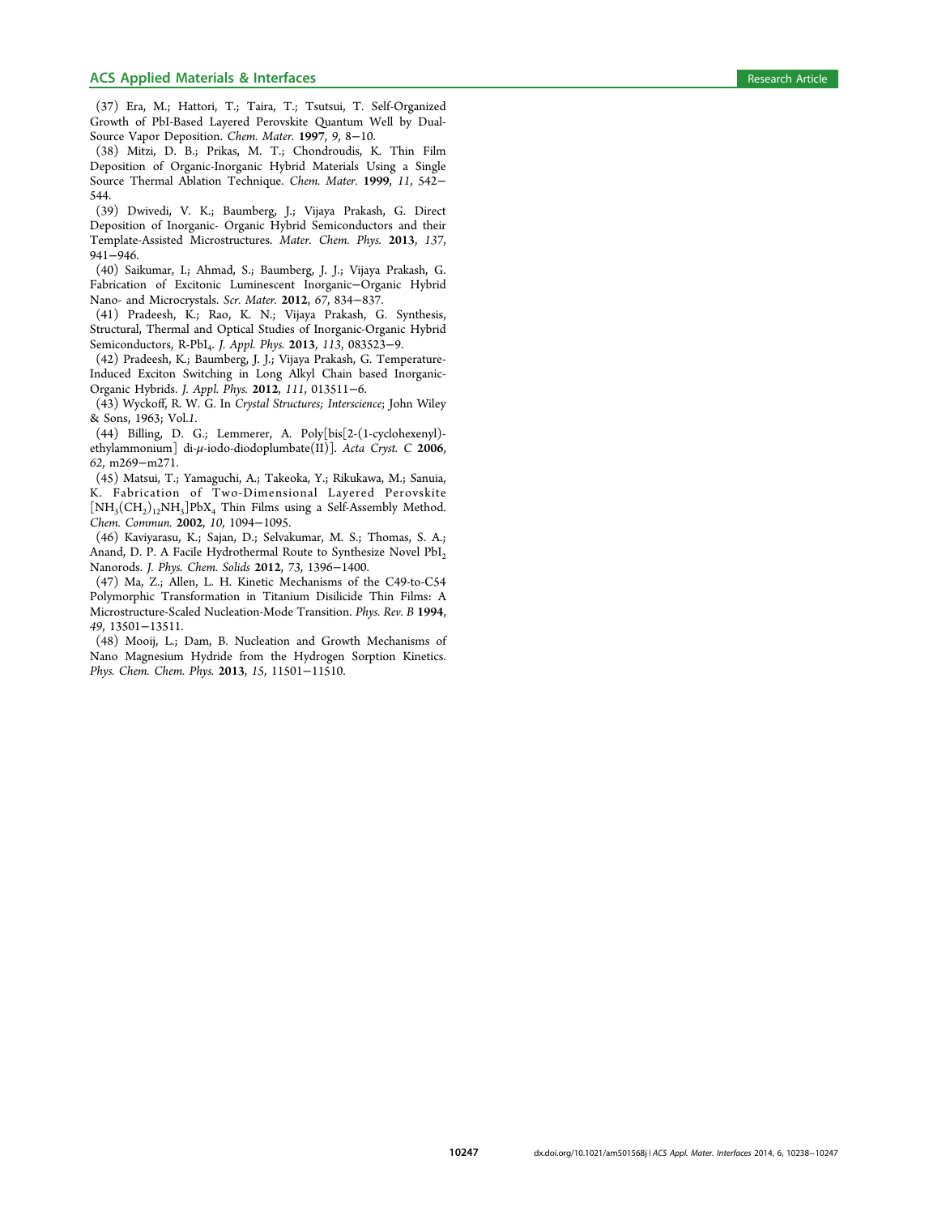(37) Era, M.; Hattori, T.; Taira, T.; Tsutsui, T. Self-Organized Growth of PbI-Based Layered Perovskite Quantum Well by Dual-Source Vapor Deposition. *Chem. Mater.* **1997**, *9*, 8−10.

(38) Mitzi, D. B.; Prikas, M. T.; Chondroudis, K. Thin Film Deposition of Organic-Inorganic Hybrid Materials Using a Single Source Thermal Ablation Technique. *Chem. Mater.* **1999**, *11*, 542−544.

(39) Dwivedi, V. K.; Baumberg, J.; Vijaya Prakash, G. Direct Deposition of Inorganic- Organic Hybrid Semiconductors and their Template-Assisted Microstructures. *Mater. Chem. Phys.* **2013**, *137*, 941−946.

(40) Saikumar, I.; Ahmad, S.; Baumberg, J. J.; Vijaya Prakash, G. Fabrication of Excitonic Luminescent Inorganic−Organic Hybrid Nano- and Microcrystals. *Scr. Mater.* **2012**, *67*, 834−837.

(41) Pradeesh, K.; Rao, K. N.; Vijaya Prakash, G. Synthesis, Structural, Thermal and Optical Studies of Inorganic-Organic Hybrid Semiconductors, R-$PbI_4$. *J. Appl. Phys.* **2013**, *113*, 083523−9.

(42) Pradeesh, K.; Baumberg, J. J.; Vijaya Prakash, G. Temperature-Induced Exciton Switching in Long Alkyl Chain based Inorganic-Organic Hybrids. *J. Appl. Phys.* **2012**, *111*, 013511−6.

(43) Wyckoff, R. W. G. In *Crystal Structures; Interscience*; John Wiley & Sons, 1963; Vol.*1*.

(44) Billing, D. G.; Lemmerer, A. Poly[bis[2-(1-cyclohexenyl)-ethylammonium] di-μ-iodo-diodoplumbate(II)]. *Acta Cryst. C* **2006**, *62*, m269−m271.

(45) Matsui, T.; Yamaguchi, A.; Takeoka, Y.; Rikukawa, M.; Sanuia, K. Fabrication of Two-Dimensional Layered Perovskite $[NH_3(CH_2)_{12}NH_3]PbX_4$ Thin Films using a Self-Assembly Method. *Chem. Commun.* **2002**, *10*, 1094−1095.

(46) Kaviyarasu, K.; Sajan, D.; Selvakumar, M. S.; Thomas, S. A.; Anand, D. P. A Facile Hydrothermal Route to Synthesize Novel $PbI_2$ Nanorods. *J. Phys. Chem. Solids* **2012**, *73*, 1396−1400.

(47) Ma, Z.; Allen, L. H. Kinetic Mechanisms of the C49-to-C54 Polymorphic Transformation in Titanium Disilicide Thin Films: A Microstructure-Scaled Nucleation-Mode Transition. *Phys. Rev. B* **1994**, *49*, 13501−13511.

(48) Mooij, L.; Dam, B. Nucleation and Growth Mechanisms of Nano Magnesium Hydride from the Hydrogen Sorption Kinetics. *Phys. Chem. Chem. Phys.* **2013**, *15*, 11501−11510.